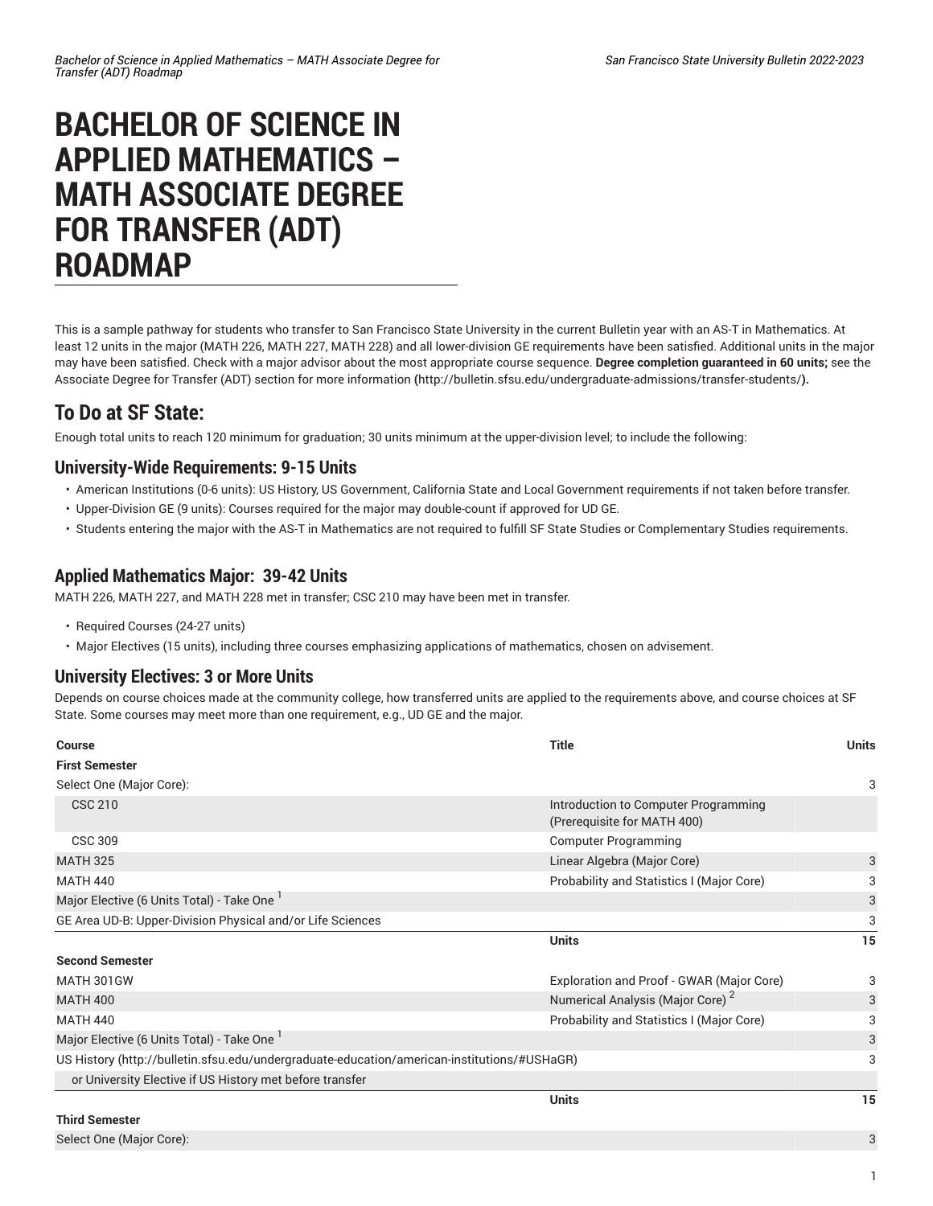# BACHELOR OF SCIENCE IN APPLIED MATHEMATICS – MATH ASSOCIATE DEGREE FOR TRANSFER (ADT) ROADMAP

This is a sample pathway for students who transfer to San Francisco State University in the current Bulletin year with an AS-T in Mathematics. At least 12 units in the major (MATH 226, MATH 227, MATH 228) and all lower-division GE requirements have been satisfied. Additional units in the major may have been satisfied. Check with a major advisor about the most appropriate course sequence. **Degree completion guaranteed in 60 units;** see the Associate Degree for Transfer (ADT) section for more information **(**http://bulletin.sfsu.edu/undergraduate-admissions/transfer-students/**).**

## To Do at SF State:

Enough total units to reach 120 minimum for graduation; 30 units minimum at the upper-division level; to include the following:

### University-Wide Requirements: 9-15 Units

- American Institutions (0-6 units): US History, US Government, California State and Local Government requirements if not taken before transfer.
- Upper-Division GE (9 units): Courses required for the major may double-count if approved for UD GE.
- Students entering the major with the AS-T in Mathematics are not required to fulfill SF State Studies or Complementary Studies requirements.

### Applied Mathematics Major: 39-42 Units

MATH 226, MATH 227, and MATH 228 met in transfer; CSC 210 may have been met in transfer.

- Required Courses (24-27 units)
- Major Electives (15 units), including three courses emphasizing applications of mathematics, chosen on advisement.

### University Electives: 3 or More Units

Depends on course choices made at the community college, how transferred units are applied to the requirements above, and course choices at SF State. Some courses may meet more than one requirement, e.g., UD GE and the major.

| Course | Title | Units |
|---|---|---|
| **First Semester** | | |
| Select One (Major Core): | | 3 |
| CSC 210 | Introduction to Computer Programming (Prerequisite for MATH 400) | |
| CSC 309 | Computer Programming | |
| MATH 325 | Linear Algebra (Major Core) | 3 |
| MATH 440 | Probability and Statistics I (Major Core) | 3 |
| Major Elective (6 Units Total) - Take One [1] | | 3 |
| GE Area UD-B: Upper-Division Physical and/or Life Sciences | | 3 |
| | **Units** | **15** |
| **Second Semester** | | |
| MATH 301GW | Exploration and Proof - GWAR (Major Core) | 3 |
| MATH 400 | Numerical Analysis (Major Core) [2] | 3 |
| MATH 440 | Probability and Statistics I (Major Core) | 3 |
| Major Elective (6 Units Total) - Take One [1] | | 3 |
| US History (http://bulletin.sfsu.edu/undergraduate-education/american-institutions/#USHaGR) | | 3 |
| or University Elective if US History met before transfer | | |
| | **Units** | **15** |
| **Third Semester** | | |
| Select One (Major Core): | | 3 |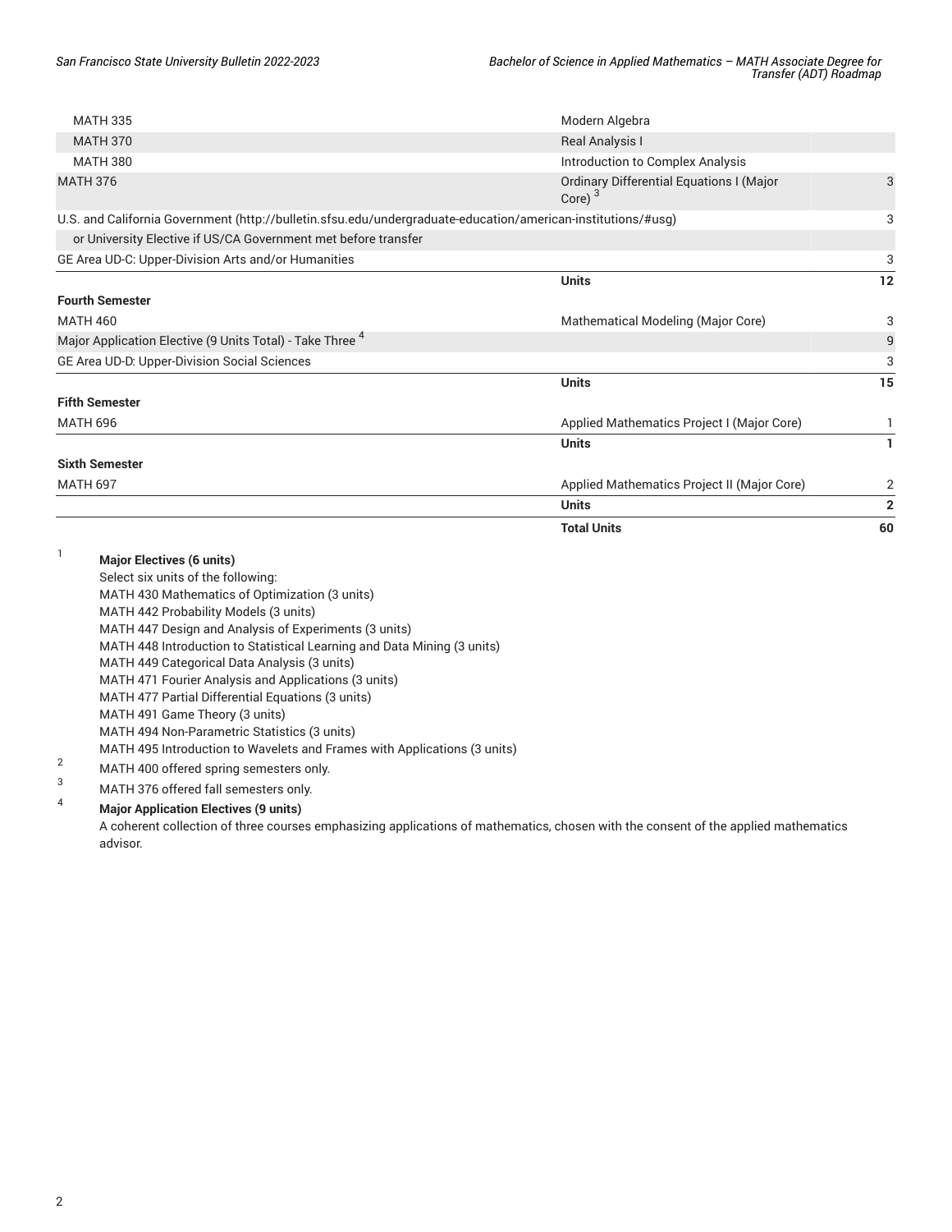| | | |
|---|---|---|
| MATH 335 | Modern Algebra | |
| MATH 370 | Real Analysis I | |
| MATH 380 | Introduction to Complex Analysis | |
| MATH 376 | Ordinary Differential Equations I (Major Core) [3] | 3 |
| U.S. and California Government (http://bulletin.sfsu.edu/undergraduate-education/american-institutions/#usg) | | 3 |
| or University Elective if US/CA Government met before transfer | | |
| GE Area UD-C: Upper-Division Arts and/or Humanities | | 3 |
| | **Units** | **12** |
| **Fourth Semester** | | |
| MATH 460 | Mathematical Modeling (Major Core) | 3 |
| Major Application Elective (9 Units Total) - Take Three [4] | | 9 |
| GE Area UD-D: Upper-Division Social Sciences | | 3 |
| | **Units** | **15** |
| **Fifth Semester** | | |
| MATH 696 | Applied Mathematics Project I (Major Core) | 1 |
| | **Units** | **1** |
| **Sixth Semester** | | |
| MATH 697 | Applied Mathematics Project II (Major Core) | 2 |
| | **Units** | **2** |
| | **Total Units** | **60** |

[1] **Major Electives (6 units)**
Select six units of the following:
MATH 430 Mathematics of Optimization (3 units)
MATH 442 Probability Models (3 units)
MATH 447 Design and Analysis of Experiments (3 units)
MATH 448 Introduction to Statistical Learning and Data Mining (3 units)
MATH 449 Categorical Data Analysis (3 units)
MATH 471 Fourier Analysis and Applications (3 units)
MATH 477 Partial Differential Equations (3 units)
MATH 491 Game Theory (3 units)
MATH 494 Non-Parametric Statistics (3 units)
MATH 495 Introduction to Wavelets and Frames with Applications (3 units)

[2] MATH 400 offered spring semesters only.

[3] MATH 376 offered fall semesters only.

[4] **Major Application Electives (9 units)**
A coherent collection of three courses emphasizing applications of mathematics, chosen with the consent of the applied mathematics advisor.